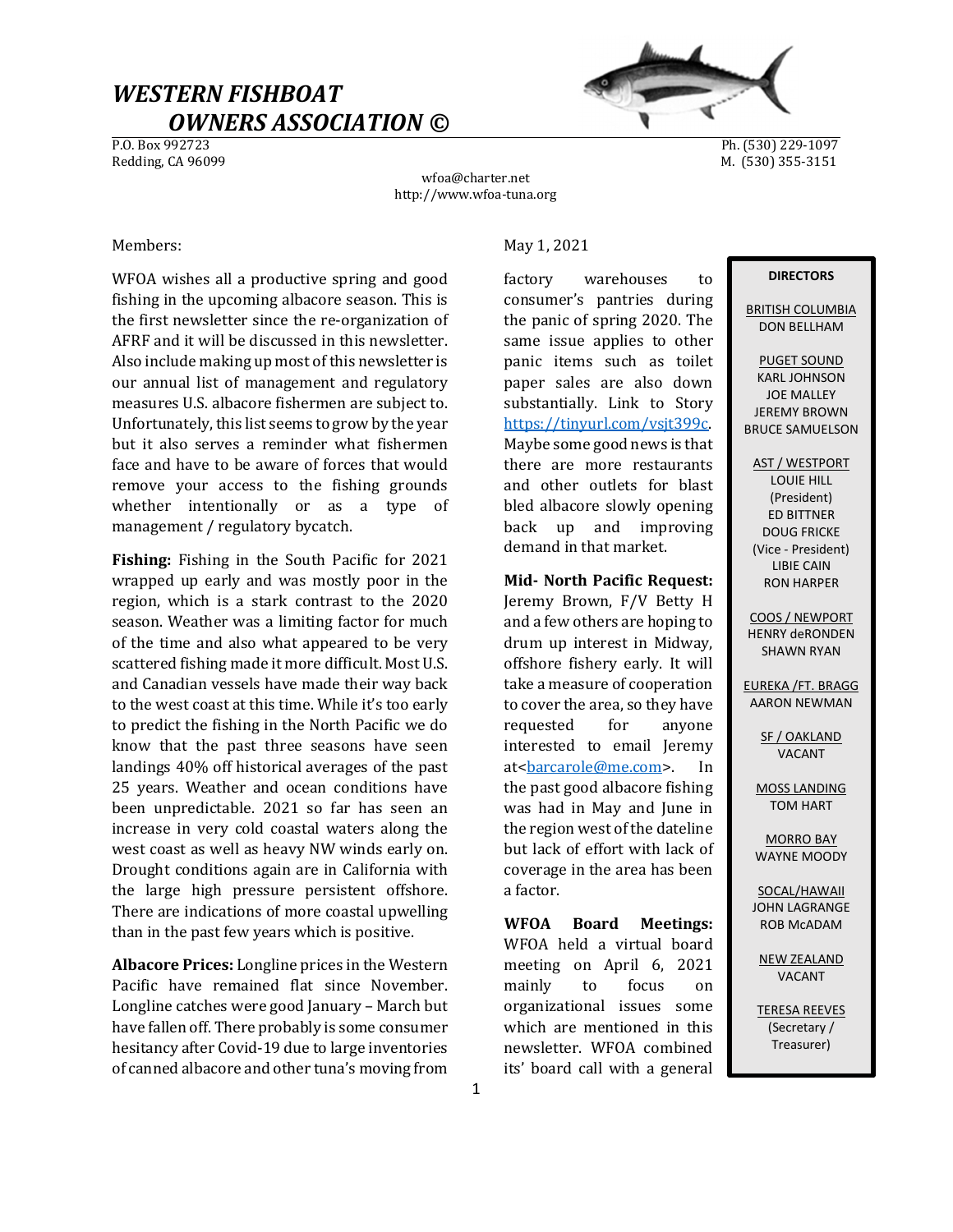# *WESTERN FISHBOAT OWNERS ASSOCIATION ©*

P.O. Box 992723
Redding, CA 96099

Ph. (530) 229-1097
M. (530) 355-3151

wfoa@charter.net
http://www.wfoa-tuna.org

| DIRECTORS |
|---|
| BRITISH COLUMBIA<br>DON BELLHAM |
| PUGET SOUND<br>KARL JOHNSON<br>JOE MALLEY<br>JEREMY BROWN<br>BRUCE SAMUELSON |
| AST / WESTPORT<br>LOUIE HILL<br>(President)<br>ED BITTNER<br>DOUG FRICKE<br>(Vice - President)<br>LIBIE CAIN<br>RON HARPER |
| COOS / NEWPORT<br>HENRY deRONDEN<br>SHAWN RYAN |
| EUREKA /FT. BRAGG<br>AARON NEWMAN |
| SF / OAKLAND<br>VACANT |
| MOSS LANDING<br>TOM HART |
| MORRO BAY<br>WAYNE MOODY |
| SOCAL/HAWAII<br>JOHN LAGRANGE<br>ROB McADAM |
| NEW ZEALAND<br>VACANT |
| TERESA REEVES<br>(Secretary / Treasurer) |

Members:

May 1, 2021

WFOA wishes all a productive spring and good fishing in the upcoming albacore season. This is the first newsletter since the re-organization of AFRF and it will be discussed in this newsletter. Also include making up most of this newsletter is our annual list of management and regulatory measures U.S. albacore fishermen are subject to. Unfortunately, this list seems to grow by the year but it also serves a reminder what fishermen face and have to be aware of forces that would remove your access to the fishing grounds whether intentionally or as a type of management / regulatory bycatch.

**Fishing:** Fishing in the South Pacific for 2021 wrapped up early and was mostly poor in the region, which is a stark contrast to the 2020 season. Weather was a limiting factor for much of the time and also what appeared to be very scattered fishing made it more difficult. Most U.S. and Canadian vessels have made their way back to the west coast at this time. While it's too early to predict the fishing in the North Pacific we do know that the past three seasons have seen landings 40% off historical averages of the past 25 years. Weather and ocean conditions have been unpredictable. 2021 so far has seen an increase in very cold coastal waters along the west coast as well as heavy NW winds early on. Drought conditions again are in California with the large high pressure persistent offshore. There are indications of more coastal upwelling than in the past few years which is positive.

**Albacore Prices:** Longline prices in the Western Pacific have remained flat since November. Longline catches were good January – March but have fallen off. There probably is some consumer hesitancy after Covid-19 due to large inventories of canned albacore and other tuna's moving from factory warehouses to consumer's pantries during the panic of spring 2020. The same issue applies to other panic items such as toilet paper sales are also down substantially. Link to Story https://tinyurl.com/vsjt399c. Maybe some good news is that there are more restaurants and other outlets for blast bled albacore slowly opening back up and improving demand in that market.

**Mid- North Pacific Request:** Jeremy Brown, F/V Betty H and a few others are hoping to drum up interest in Midway, offshore fishery early. It will take a measure of cooperation to cover the area, so they have requested for anyone interested to email Jeremy at<barcarole@me.com>. In the past good albacore fishing was had in May and June in the region west of the dateline but lack of effort with lack of coverage in the area has been a factor.

**WFOA Board Meetings:** WFOA held a virtual board meeting on April 6, 2021 mainly to focus on organizational issues some which are mentioned in this newsletter. WFOA combined its' board call with a general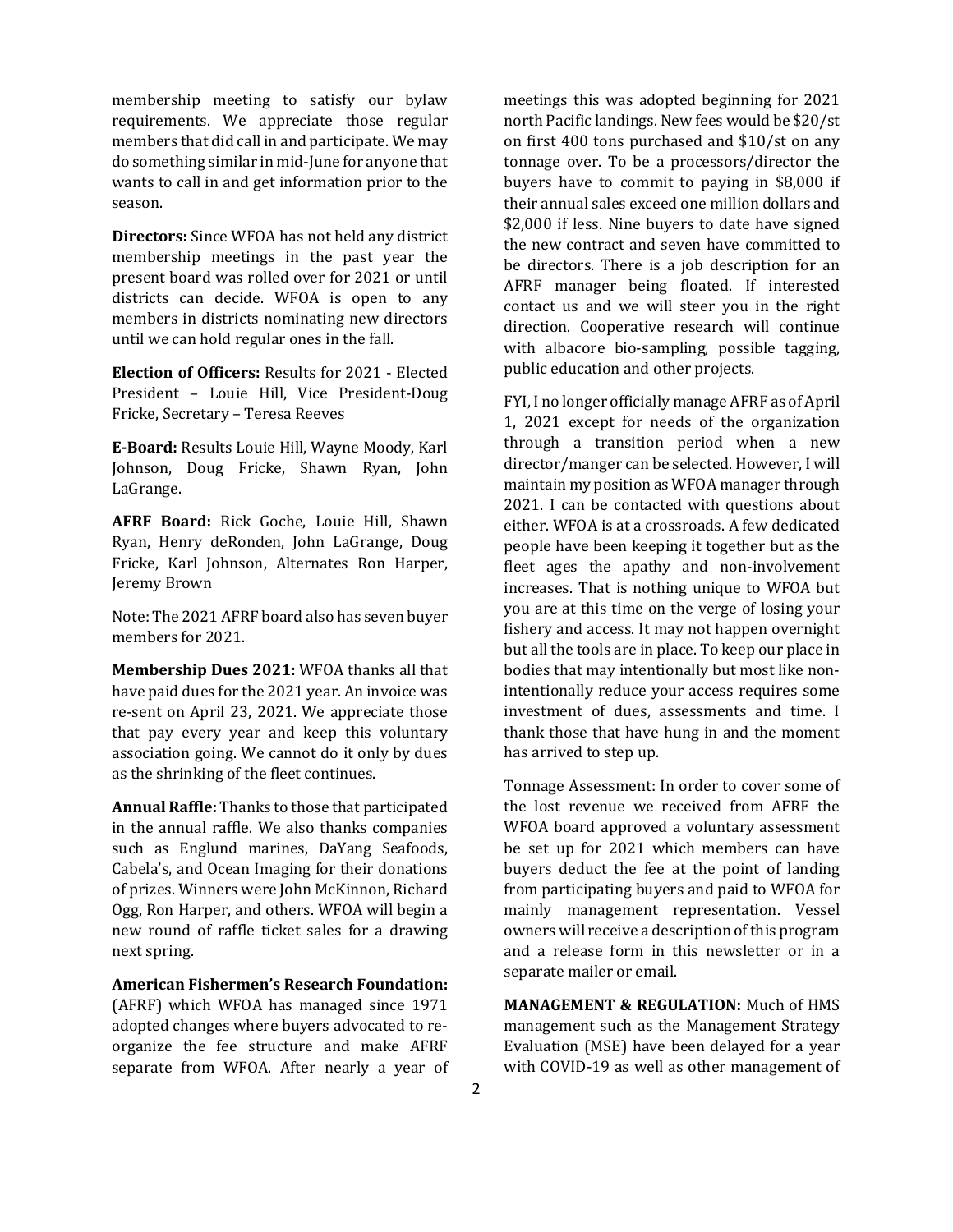membership meeting to satisfy our bylaw requirements. We appreciate those regular members that did call in and participate. We may do something similar in mid-June for anyone that wants to call in and get information prior to the season.

**Directors:** Since WFOA has not held any district membership meetings in the past year the present board was rolled over for 2021 or until districts can decide. WFOA is open to any members in districts nominating new directors until we can hold regular ones in the fall.

**Election of Officers:** Results for 2021 - Elected President – Louie Hill, Vice President-Doug Fricke, Secretary – Teresa Reeves

**E-Board:** Results Louie Hill, Wayne Moody, Karl Johnson, Doug Fricke, Shawn Ryan, John LaGrange.

**AFRF Board:** Rick Goche, Louie Hill, Shawn Ryan, Henry deRonden, John LaGrange, Doug Fricke, Karl Johnson, Alternates Ron Harper, Jeremy Brown

Note: The 2021 AFRF board also has seven buyer members for 2021.

**Membership Dues 2021:** WFOA thanks all that have paid dues for the 2021 year. An invoice was re-sent on April 23, 2021. We appreciate those that pay every year and keep this voluntary association going. We cannot do it only by dues as the shrinking of the fleet continues.

**Annual Raffle:** Thanks to those that participated in the annual raffle. We also thanks companies such as Englund marines, DaYang Seafoods, Cabela's, and Ocean Imaging for their donations of prizes. Winners were John McKinnon, Richard Ogg, Ron Harper, and others. WFOA will begin a new round of raffle ticket sales for a drawing next spring.

**American Fishermen's Research Foundation:** (AFRF) which WFOA has managed since 1971 adopted changes where buyers advocated to re-organize the fee structure and make AFRF separate from WFOA. After nearly a year of meetings this was adopted beginning for 2021 north Pacific landings. New fees would be $20/st on first 400 tons purchased and $10/st on any tonnage over. To be a processors/director the buyers have to commit to paying in $8,000 if their annual sales exceed one million dollars and $2,000 if less. Nine buyers to date have signed the new contract and seven have committed to be directors. There is a job description for an AFRF manager being floated. If interested contact us and we will steer you in the right direction. Cooperative research will continue with albacore bio-sampling, possible tagging, public education and other projects.

FYI, I no longer officially manage AFRF as of April 1, 2021 except for needs of the organization through a transition period when a new director/manger can be selected. However, I will maintain my position as WFOA manager through 2021. I can be contacted with questions about either. WFOA is at a crossroads. A few dedicated people have been keeping it together but as the fleet ages the apathy and non-involvement increases. That is nothing unique to WFOA but you are at this time on the verge of losing your fishery and access. It may not happen overnight but all the tools are in place. To keep our place in bodies that may intentionally but most like non-intentionally reduce your access requires some investment of dues, assessments and time. I thank those that have hung in and the moment has arrived to step up.

<u>Tonnage Assessment:</u> In order to cover some of the lost revenue we received from AFRF the WFOA board approved a voluntary assessment be set up for 2021 which members can have buyers deduct the fee at the point of landing from participating buyers and paid to WFOA for mainly management representation. Vessel owners will receive a description of this program and a release form in this newsletter or in a separate mailer or email.

**MANAGEMENT & REGULATION:** Much of HMS management such as the Management Strategy Evaluation (MSE) have been delayed for a year with COVID-19 as well as other management of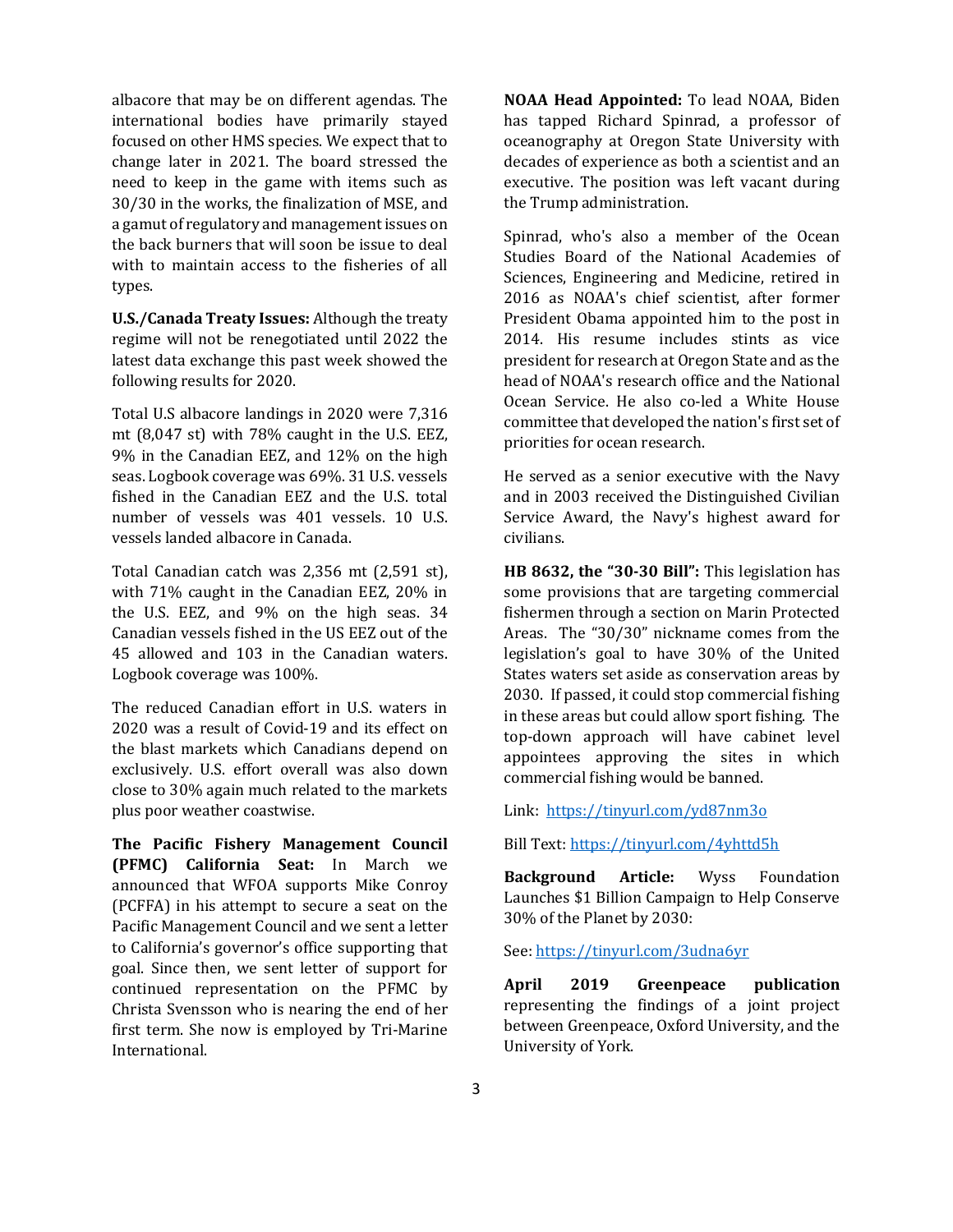albacore that may be on different agendas. The international bodies have primarily stayed focused on other HMS species. We expect that to change later in 2021. The board stressed the need to keep in the game with items such as 30/30 in the works, the finalization of MSE, and a gamut of regulatory and management issues on the back burners that will soon be issue to deal with to maintain access to the fisheries of all types.

**U.S./Canada Treaty Issues:** Although the treaty regime will not be renegotiated until 2022 the latest data exchange this past week showed the following results for 2020.

Total U.S albacore landings in 2020 were 7,316 mt (8,047 st) with 78% caught in the U.S. EEZ, 9% in the Canadian EEZ, and 12% on the high seas. Logbook coverage was 69%. 31 U.S. vessels fished in the Canadian EEZ and the U.S. total number of vessels was 401 vessels. 10 U.S. vessels landed albacore in Canada.

Total Canadian catch was 2,356 mt (2,591 st), with 71% caught in the Canadian EEZ, 20% in the U.S. EEZ, and 9% on the high seas. 34 Canadian vessels fished in the US EEZ out of the 45 allowed and 103 in the Canadian waters. Logbook coverage was 100%.

The reduced Canadian effort in U.S. waters in 2020 was a result of Covid-19 and its effect on the blast markets which Canadians depend on exclusively. U.S. effort overall was also down close to 30% again much related to the markets plus poor weather coastwise.

**The Pacific Fishery Management Council (PFMC) California Seat:** In March we announced that WFOA supports Mike Conroy (PCFFA) in his attempt to secure a seat on the Pacific Management Council and we sent a letter to California's governor's office supporting that goal. Since then, we sent letter of support for continued representation on the PFMC by Christa Svensson who is nearing the end of her first term. She now is employed by Tri-Marine International.

**NOAA Head Appointed:** To lead NOAA, Biden has tapped Richard Spinrad, a professor of oceanography at Oregon State University with decades of experience as both a scientist and an executive. The position was left vacant during the Trump administration.

Spinrad, who's also a member of the Ocean Studies Board of the National Academies of Sciences, Engineering and Medicine, retired in 2016 as NOAA's chief scientist, after former President Obama appointed him to the post in 2014. His resume includes stints as vice president for research at Oregon State and as the head of NOAA's research office and the National Ocean Service. He also co-led a White House committee that developed the nation's first set of priorities for ocean research.

He served as a senior executive with the Navy and in 2003 received the Distinguished Civilian Service Award, the Navy's highest award for civilians.

**HB 8632, the "30-30 Bill":** This legislation has some provisions that are targeting commercial fishermen through a section on Marin Protected Areas. The "30/30" nickname comes from the legislation's goal to have 30% of the United States waters set aside as conservation areas by 2030. If passed, it could stop commercial fishing in these areas but could allow sport fishing. The top-down approach will have cabinet level appointees approving the sites in which commercial fishing would be banned.

Link: https://tinyurl.com/yd87nm3o

Bill Text: https://tinyurl.com/4yhttd5h

**Background Article:** Wyss Foundation Launches $1 Billion Campaign to Help Conserve 30% of the Planet by 2030:

See: https://tinyurl.com/3udna6yr

**April 2019 Greenpeace publication** representing the findings of a joint project between Greenpeace, Oxford University, and the University of York.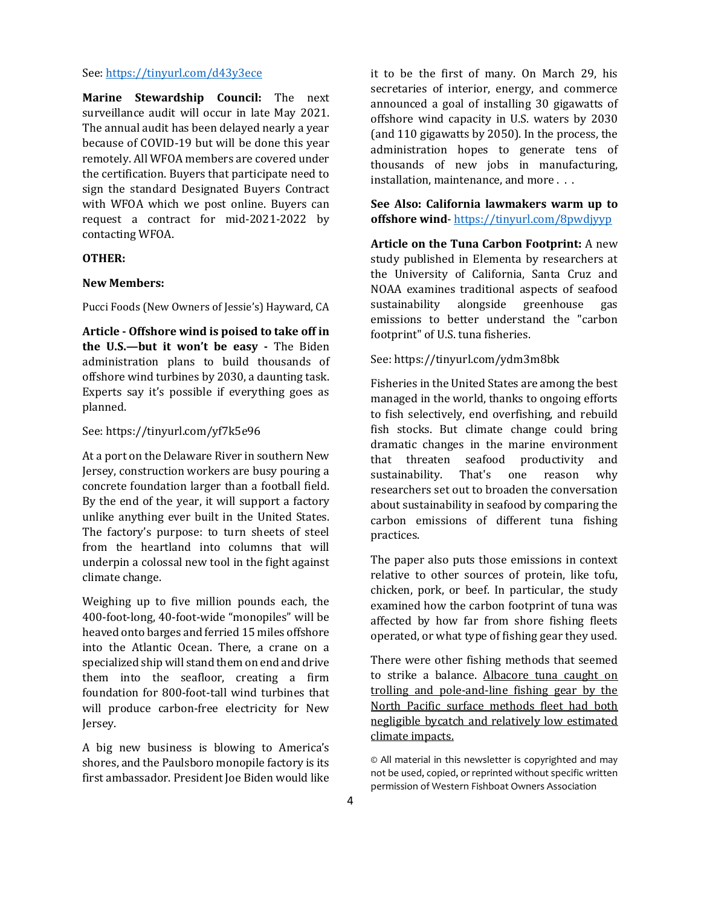See: https://tinyurl.com/d43y3ece

**Marine Stewardship Council:** The next surveillance audit will occur in late May 2021. The annual audit has been delayed nearly a year because of COVID-19 but will be done this year remotely. All WFOA members are covered under the certification. Buyers that participate need to sign the standard Designated Buyers Contract with WFOA which we post online. Buyers can request a contract for mid-2021-2022 by contacting WFOA.

**OTHER:**

**New Members:**

Pucci Foods (New Owners of Jessie's) Hayward, CA

**Article - Offshore wind is poised to take off in the U.S.—but it won't be easy -** The Biden administration plans to build thousands of offshore wind turbines by 2030, a daunting task. Experts say it's possible if everything goes as planned.

See: https://tinyurl.com/yf7k5e96

At a port on the Delaware River in southern New Jersey, construction workers are busy pouring a concrete foundation larger than a football field. By the end of the year, it will support a factory unlike anything ever built in the United States. The factory's purpose: to turn sheets of steel from the heartland into columns that will underpin a colossal new tool in the fight against climate change.

Weighing up to five million pounds each, the 400-foot-long, 40-foot-wide "monopiles" will be heaved onto barges and ferried 15 miles offshore into the Atlantic Ocean. There, a crane on a specialized ship will stand them on end and drive them into the seafloor, creating a firm foundation for 800-foot-tall wind turbines that will produce carbon-free electricity for New Jersey.

A big new business is blowing to America's shores, and the Paulsboro monopile factory is its first ambassador. President Joe Biden would like it to be the first of many. On March 29, his secretaries of interior, energy, and commerce announced a goal of installing 30 gigawatts of offshore wind capacity in U.S. waters by 2030 (and 110 gigawatts by 2050). In the process, the administration hopes to generate tens of thousands of new jobs in manufacturing, installation, maintenance, and more . . .

**See Also: California lawmakers warm up to offshore wind**- https://tinyurl.com/8pwdjyyp

**Article on the Tuna Carbon Footprint:** A new study published in Elementa by researchers at the University of California, Santa Cruz and NOAA examines traditional aspects of seafood sustainability alongside greenhouse gas emissions to better understand the "carbon footprint" of U.S. tuna fisheries.

See: https://tinyurl.com/ydm3m8bk

Fisheries in the United States are among the best managed in the world, thanks to ongoing efforts to fish selectively, end overfishing, and rebuild fish stocks. But climate change could bring dramatic changes in the marine environment that threaten seafood productivity and sustainability. That's one reason why researchers set out to broaden the conversation about sustainability in seafood by comparing the carbon emissions of different tuna fishing practices.

The paper also puts those emissions in context relative to other sources of protein, like tofu, chicken, pork, or beef. In particular, the study examined how the carbon footprint of tuna was affected by how far from shore fishing fleets operated, or what type of fishing gear they used.

There were other fishing methods that seemed to strike a balance. Albacore tuna caught on trolling and pole-and-line fishing gear by the North Pacific surface methods fleet had both negligible bycatch and relatively low estimated climate impacts.

© All material in this newsletter is copyrighted and may not be used, copied, or reprinted without specific written permission of Western Fishboat Owners Association